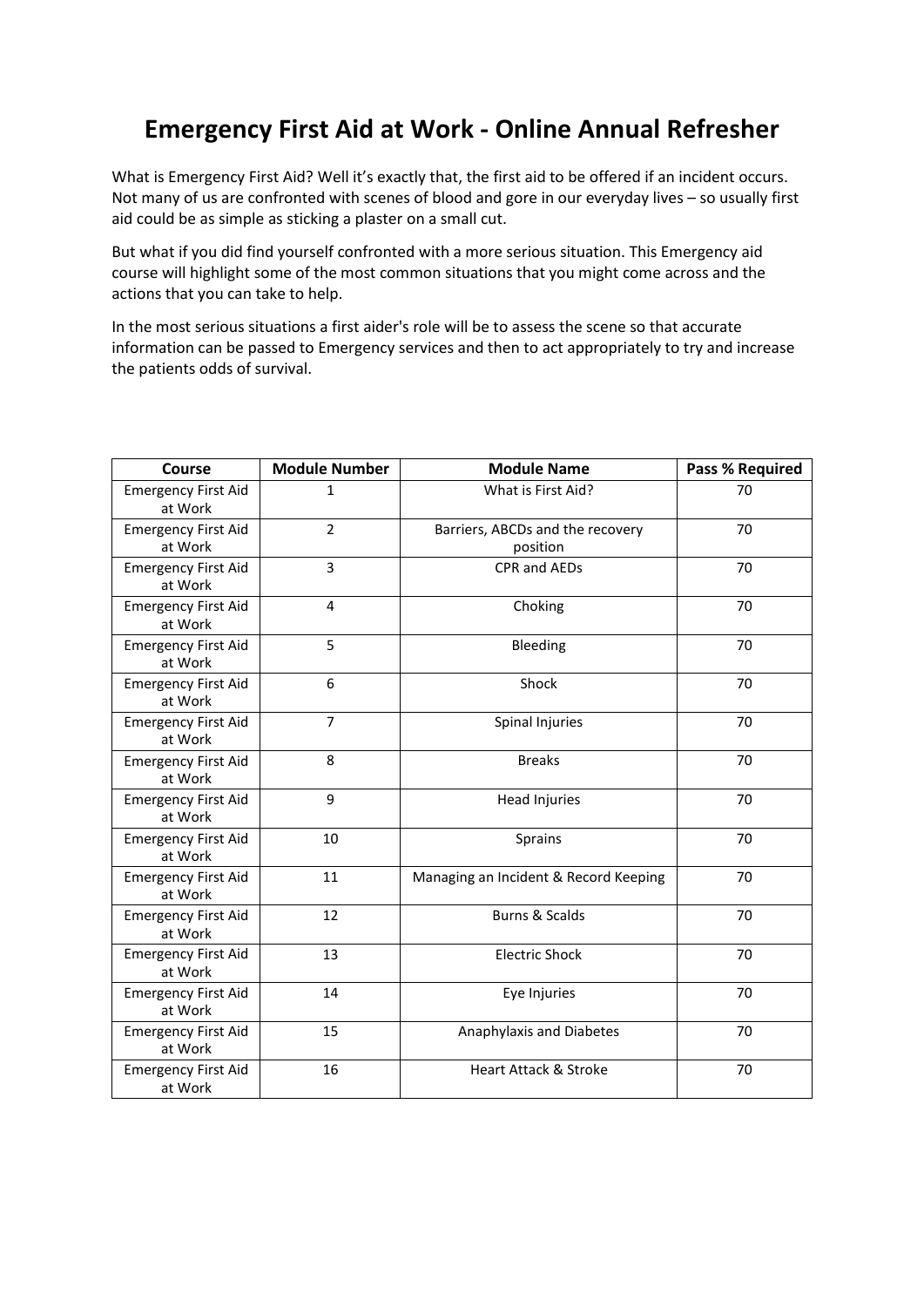# Emergency First Aid at Work - Online Annual Refresher

What is Emergency First Aid? Well it's exactly that, the first aid to be offered if an incident occurs. Not many of us are confronted with scenes of blood and gore in our everyday lives – so usually first aid could be as simple as sticking a plaster on a small cut.

But what if you did find yourself confronted with a more serious situation. This Emergency aid course will highlight some of the most common situations that you might come across and the actions that you can take to help.

In the most serious situations a first aider's role will be to assess the scene so that accurate information can be passed to Emergency services and then to act appropriately to try and increase the patients odds of survival.

| Course | Module Number | Module Name | Pass % Required |
|---|---|---|---|
| Emergency First Aid at Work | 1 | What is First Aid? | 70 |
| Emergency First Aid at Work | 2 | Barriers, ABCDs and the recovery position | 70 |
| Emergency First Aid at Work | 3 | CPR and AEDs | 70 |
| Emergency First Aid at Work | 4 | Choking | 70 |
| Emergency First Aid at Work | 5 | Bleeding | 70 |
| Emergency First Aid at Work | 6 | Shock | 70 |
| Emergency First Aid at Work | 7 | Spinal Injuries | 70 |
| Emergency First Aid at Work | 8 | Breaks | 70 |
| Emergency First Aid at Work | 9 | Head Injuries | 70 |
| Emergency First Aid at Work | 10 | Sprains | 70 |
| Emergency First Aid at Work | 11 | Managing an Incident & Record Keeping | 70 |
| Emergency First Aid at Work | 12 | Burns & Scalds | 70 |
| Emergency First Aid at Work | 13 | Electric Shock | 70 |
| Emergency First Aid at Work | 14 | Eye Injuries | 70 |
| Emergency First Aid at Work | 15 | Anaphylaxis and Diabetes | 70 |
| Emergency First Aid at Work | 16 | Heart Attack & Stroke | 70 |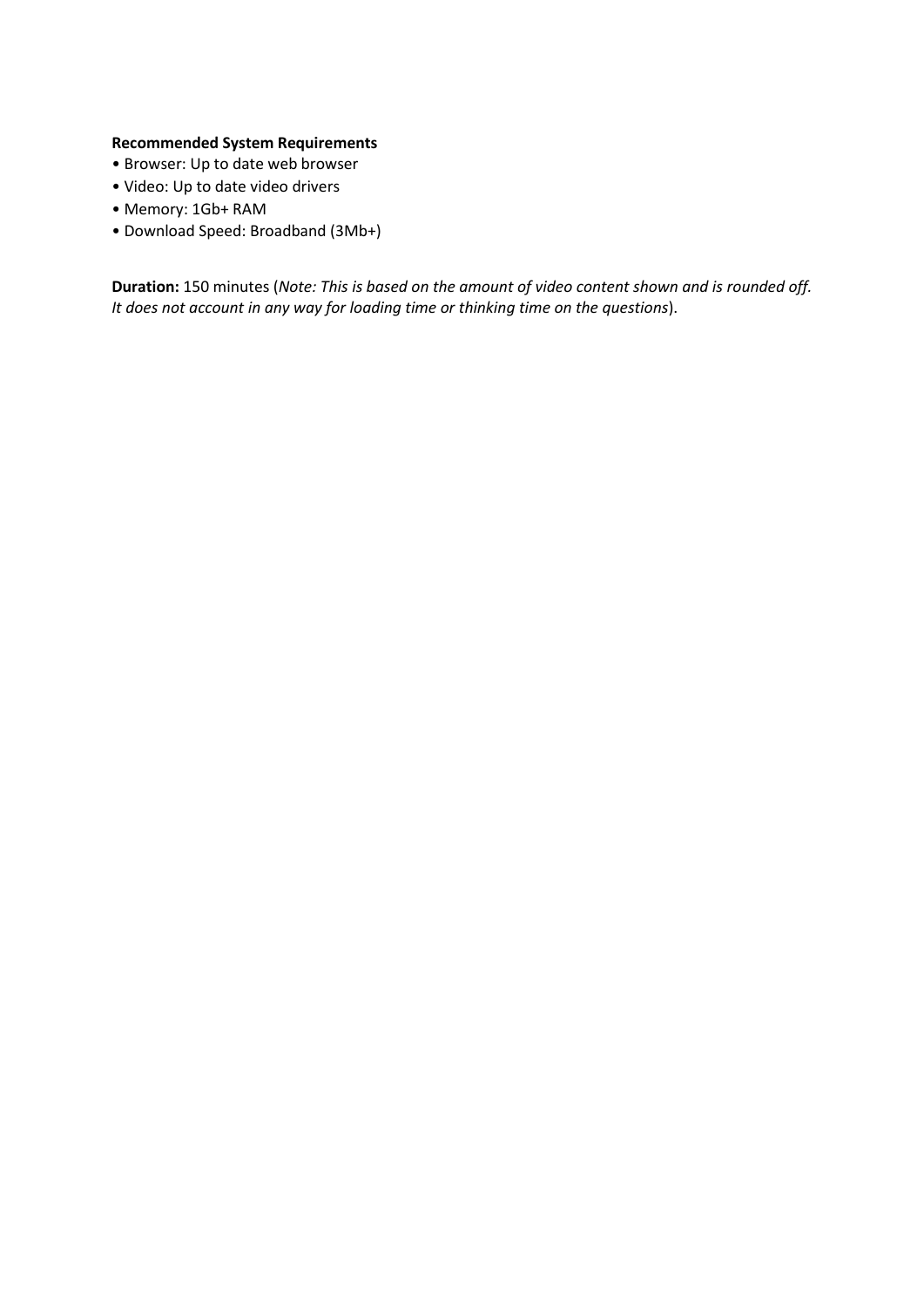**Recommended System Requirements**

- Browser: Up to date web browser
- Video: Up to date video drivers
- Memory: 1Gb+ RAM
- Download Speed: Broadband (3Mb+)

**Duration:** 150 minutes (*Note: This is based on the amount of video content shown and is rounded off. It does not account in any way for loading time or thinking time on the questions*).